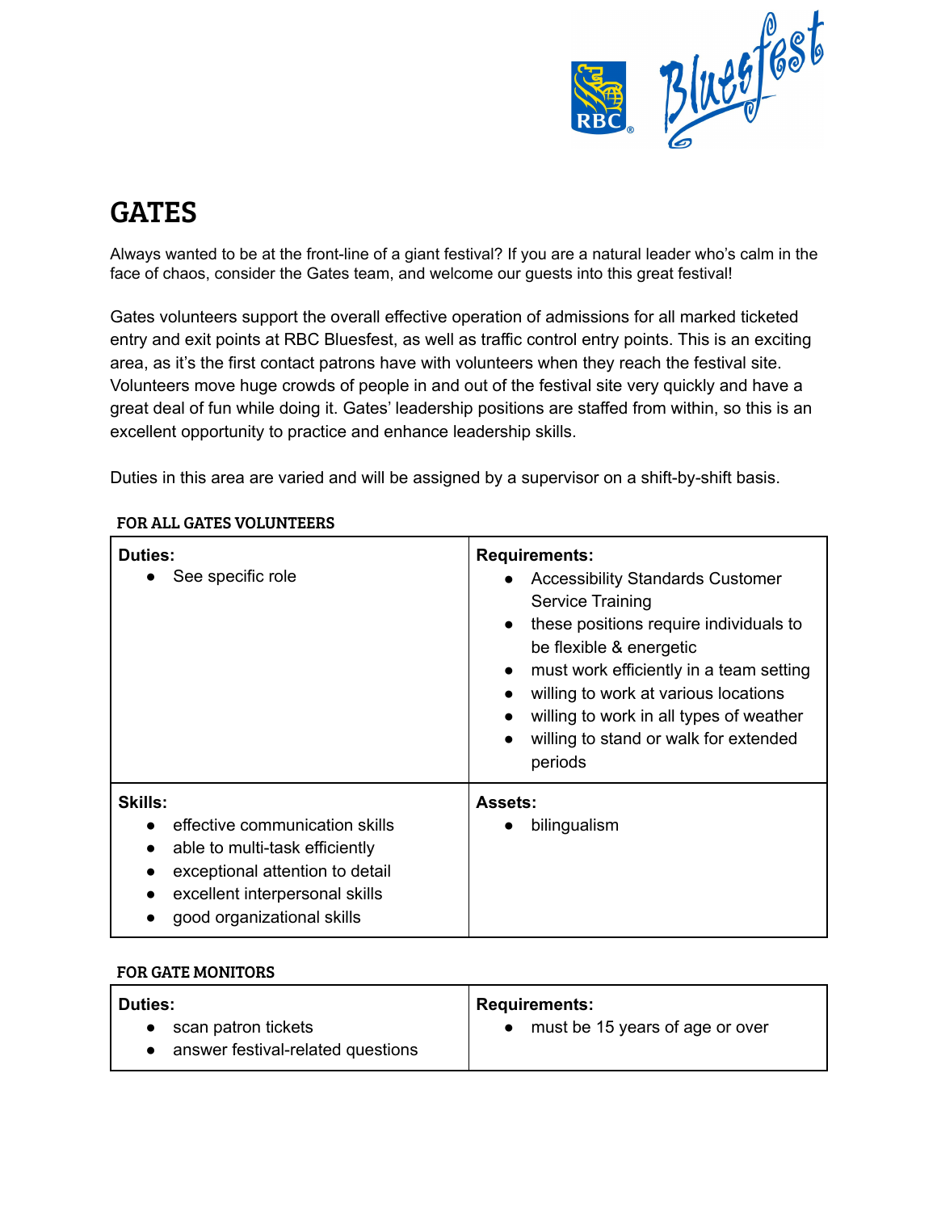# GATES

Always wanted to be at the front-line of a giant festival? If you are a natural leader who's calm in the face of chaos, consider the Gates team, and welcome our guests into this great festival!

Gates volunteers support the overall effective operation of admissions for all marked ticketed entry and exit points at RBC Bluesfest, as well as traffic control entry points. This is an exciting area, as it's the first contact patrons have with volunteers when they reach the festival site. Volunteers move huge crowds of people in and out of the festival site very quickly and have a great deal of fun while doing it. Gates' leadership positions are staffed from within, so this is an excellent opportunity to practice and enhance leadership skills.

Duties in this area are varied and will be assigned by a supervisor on a shift-by-shift basis.

### FOR ALL GATES VOLUNTEERS

| Duties: | Requirements: |
|---|---|
| • See specific role | • Accessibility Standards Customer Service Training<br>• these positions require individuals to be flexible & energetic<br>• must work efficiently in a team setting<br>• willing to work at various locations<br>• willing to work in all types of weather<br>• willing to stand or walk for extended periods |
| **Skills:**<br>• effective communication skills<br>• able to multi-task efficiently<br>• exceptional attention to detail<br>• excellent interpersonal skills<br>• good organizational skills | **Assets:**<br>• bilingualism |

### FOR GATE MONITORS

| Duties: | Requirements: |
|---|---|
| • scan patron tickets<br>• answer festival-related questions | • must be 15 years of age or over |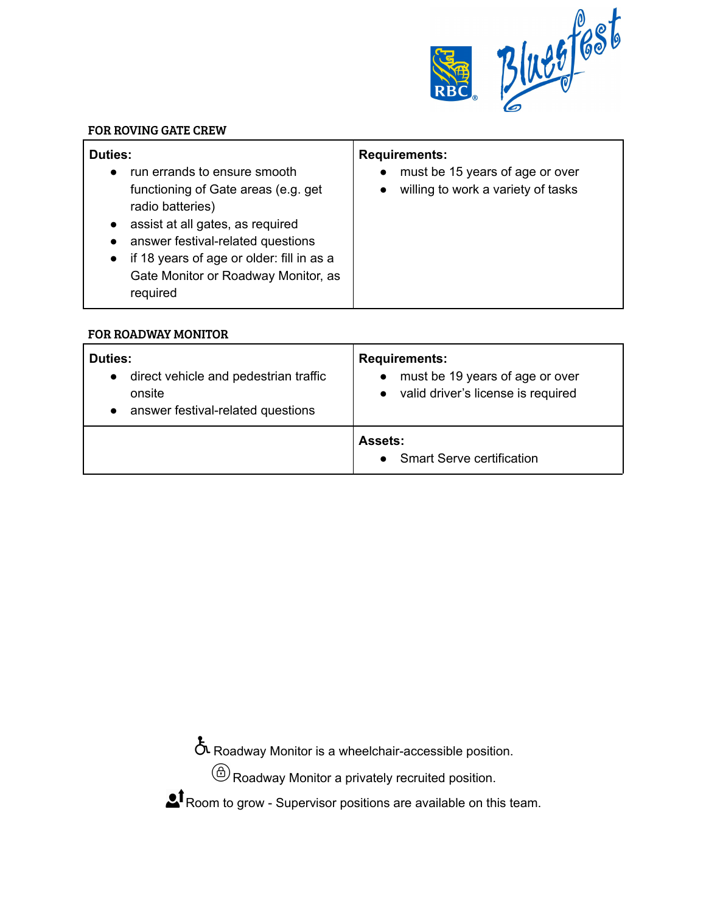### FOR ROVING GATE CREW

| Duties: | Requirements: |
|---|---|
| • run errands to ensure smooth functioning of Gate areas (e.g. get radio batteries)<br>• assist at all gates, as required<br>• answer festival-related questions<br>• if 18 years of age or older: fill in as a Gate Monitor or Roadway Monitor, as required | • must be 15 years of age or over<br>• willing to work a variety of tasks |

### FOR ROADWAY MONITOR

| Duties: | Requirements: |
|---|---|
| • direct vehicle and pedestrian traffic onsite<br>• answer festival-related questions | • must be 19 years of age or over<br>• valid driver's license is required |
| | **Assets:**<br>• Smart Serve certification |

Roadway Monitor is a wheelchair-accessible position.

Roadway Monitor a privately recruited position.

Room to grow - Supervisor positions are available on this team.